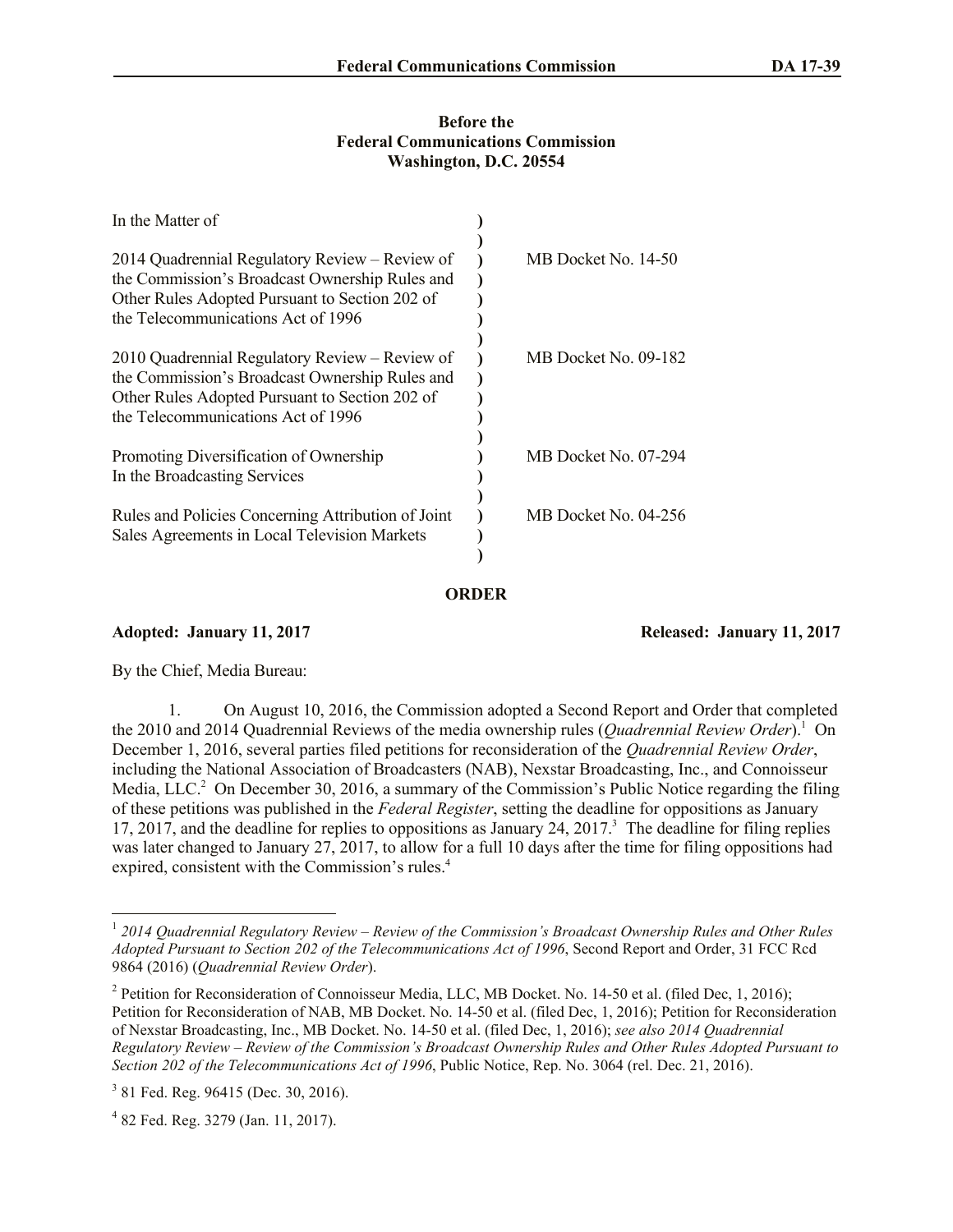**Before the**
**Federal Communications Commission**
**Washington, D.C. 20554**

| In the Matter of | ) | |
|---|---|---|
| 2014 Quadrennial Regulatory Review – Review of the Commission's Broadcast Ownership Rules and Other Rules Adopted Pursuant to Section 202 of the Telecommunications Act of 1996 | ) | MB Docket No. 14-50 |
| 2010 Quadrennial Regulatory Review – Review of the Commission's Broadcast Ownership Rules and Other Rules Adopted Pursuant to Section 202 of the Telecommunications Act of 1996 | ) | MB Docket No. 09-182 |
| Promoting Diversification of Ownership In the Broadcasting Services | ) | MB Docket No. 07-294 |
| Rules and Policies Concerning Attribution of Joint Sales Agreements in Local Television Markets | ) | MB Docket No. 04-256 |

## ORDER

**Adopted: January 11, 2017** **Released: January 11, 2017**

By the Chief, Media Bureau:

1. On August 10, 2016, the Commission adopted a Second Report and Order that completed the 2010 and 2014 Quadrennial Reviews of the media ownership rules (*Quadrennial Review Order*).[1] On December 1, 2016, several parties filed petitions for reconsideration of the *Quadrennial Review Order*, including the National Association of Broadcasters (NAB), Nexstar Broadcasting, Inc., and Connoisseur Media, LLC.[2] On December 30, 2016, a summary of the Commission's Public Notice regarding the filing of these petitions was published in the *Federal Register*, setting the deadline for oppositions as January 17, 2017, and the deadline for replies to oppositions as January 24, 2017.[3] The deadline for filing replies was later changed to January 27, 2017, to allow for a full 10 days after the time for filing oppositions had expired, consistent with the Commission's rules.[4]

---

[1] *2014 Quadrennial Regulatory Review – Review of the Commission's Broadcast Ownership Rules and Other Rules Adopted Pursuant to Section 202 of the Telecommunications Act of 1996*, Second Report and Order, 31 FCC Rcd 9864 (2016) (*Quadrennial Review Order*).

[2] Petition for Reconsideration of Connoisseur Media, LLC, MB Docket. No. 14-50 et al. (filed Dec, 1, 2016); Petition for Reconsideration of NAB, MB Docket. No. 14-50 et al. (filed Dec, 1, 2016); Petition for Reconsideration of Nexstar Broadcasting, Inc., MB Docket. No. 14-50 et al. (filed Dec, 1, 2016); *see also 2014 Quadrennial Regulatory Review – Review of the Commission's Broadcast Ownership Rules and Other Rules Adopted Pursuant to Section 202 of the Telecommunications Act of 1996*, Public Notice, Rep. No. 3064 (rel. Dec. 21, 2016).

[3] 81 Fed. Reg. 96415 (Dec. 30, 2016).

[4] 82 Fed. Reg. 3279 (Jan. 11, 2017).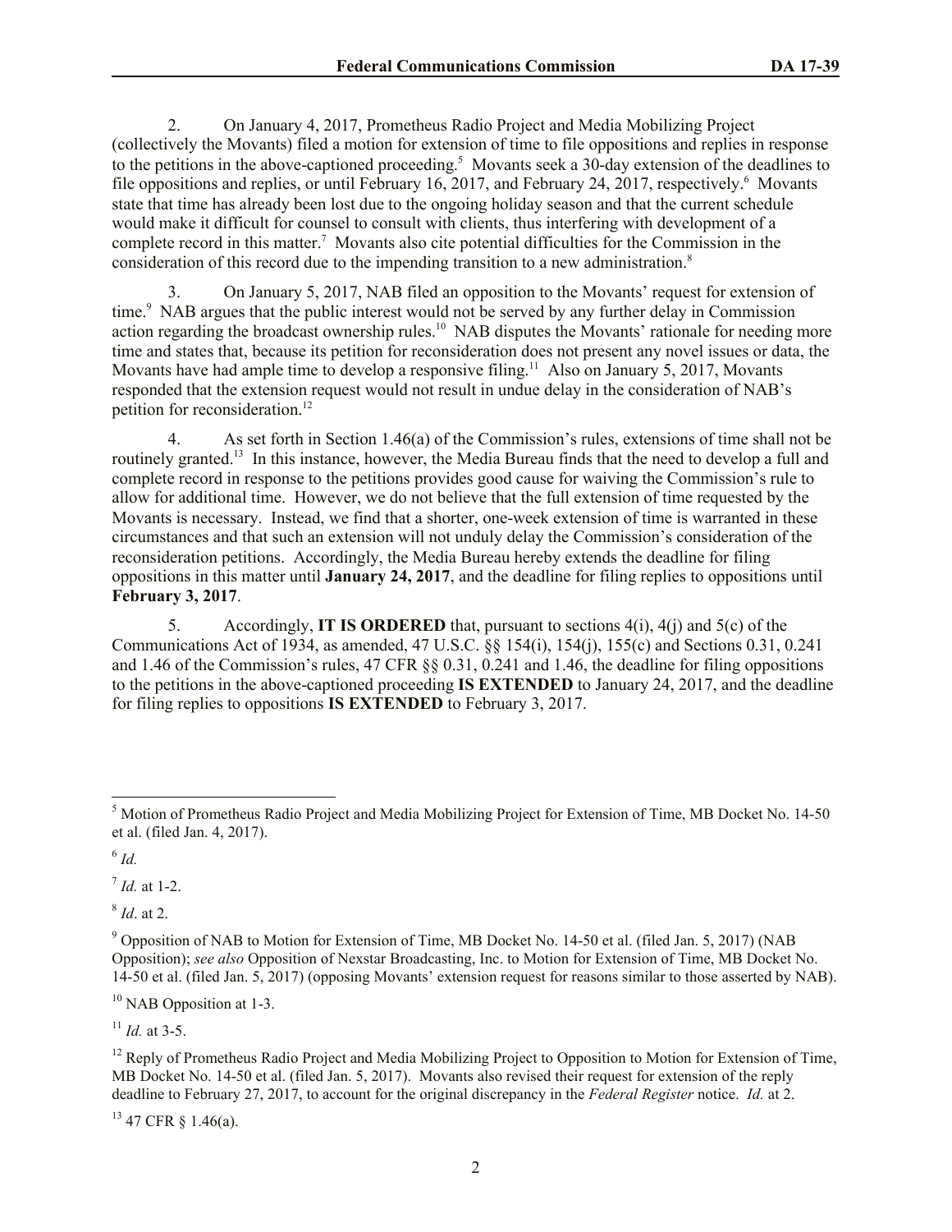2. On January 4, 2017, Prometheus Radio Project and Media Mobilizing Project (collectively the Movants) filed a motion for extension of time to file oppositions and replies in response to the petitions in the above-captioned proceeding.[5] Movants seek a 30-day extension of the deadlines to file oppositions and replies, or until February 16, 2017, and February 24, 2017, respectively.[6] Movants state that time has already been lost due to the ongoing holiday season and that the current schedule would make it difficult for counsel to consult with clients, thus interfering with development of a complete record in this matter.[7] Movants also cite potential difficulties for the Commission in the consideration of this record due to the impending transition to a new administration.[8]

3. On January 5, 2017, NAB filed an opposition to the Movants' request for extension of time.[9] NAB argues that the public interest would not be served by any further delay in Commission action regarding the broadcast ownership rules.[10] NAB disputes the Movants' rationale for needing more time and states that, because its petition for reconsideration does not present any novel issues or data, the Movants have had ample time to develop a responsive filing.[11] Also on January 5, 2017, Movants responded that the extension request would not result in undue delay in the consideration of NAB's petition for reconsideration.[12]

4. As set forth in Section 1.46(a) of the Commission's rules, extensions of time shall not be routinely granted.[13] In this instance, however, the Media Bureau finds that the need to develop a full and complete record in response to the petitions provides good cause for waiving the Commission's rule to allow for additional time. However, we do not believe that the full extension of time requested by the Movants is necessary. Instead, we find that a shorter, one-week extension of time is warranted in these circumstances and that such an extension will not unduly delay the Commission's consideration of the reconsideration petitions. Accordingly, the Media Bureau hereby extends the deadline for filing oppositions in this matter until **January 24, 2017**, and the deadline for filing replies to oppositions until **February 3, 2017**.

5. Accordingly, **IT IS ORDERED** that, pursuant to sections 4(i), 4(j) and 5(c) of the Communications Act of 1934, as amended, 47 U.S.C. §§ 154(i), 154(j), 155(c) and Sections 0.31, 0.241 and 1.46 of the Commission's rules, 47 CFR §§ 0.31, 0.241 and 1.46, the deadline for filing oppositions to the petitions in the above-captioned proceeding **IS EXTENDED** to January 24, 2017, and the deadline for filing replies to oppositions **IS EXTENDED** to February 3, 2017.

---

[5] Motion of Prometheus Radio Project and Media Mobilizing Project for Extension of Time, MB Docket No. 14-50 et al. (filed Jan. 4, 2017).

[6] *Id.*

[7] *Id.* at 1-2.

[8] *Id*. at 2.

[9] Opposition of NAB to Motion for Extension of Time, MB Docket No. 14-50 et al. (filed Jan. 5, 2017) (NAB Opposition); *see also* Opposition of Nexstar Broadcasting, Inc. to Motion for Extension of Time, MB Docket No. 14-50 et al. (filed Jan. 5, 2017) (opposing Movants' extension request for reasons similar to those asserted by NAB).

[10] NAB Opposition at 1-3.

[11] *Id.* at 3-5.

[12] Reply of Prometheus Radio Project and Media Mobilizing Project to Opposition to Motion for Extension of Time, MB Docket No. 14-50 et al. (filed Jan. 5, 2017). Movants also revised their request for extension of the reply deadline to February 27, 2017, to account for the original discrepancy in the *Federal Register* notice. *Id.* at 2.

[13] 47 CFR § 1.46(a).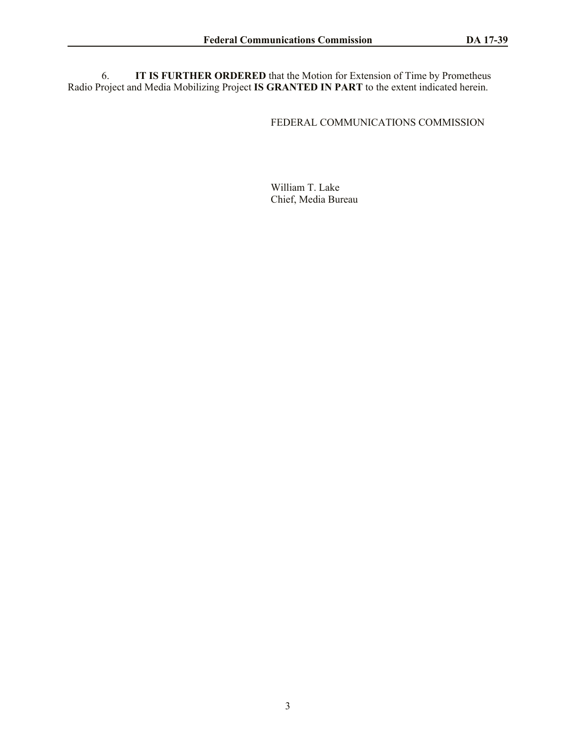6. **IT IS FURTHER ORDERED** that the Motion for Extension of Time by Prometheus Radio Project and Media Mobilizing Project **IS GRANTED IN PART** to the extent indicated herein.

FEDERAL COMMUNICATIONS COMMISSION

William T. Lake
Chief, Media Bureau